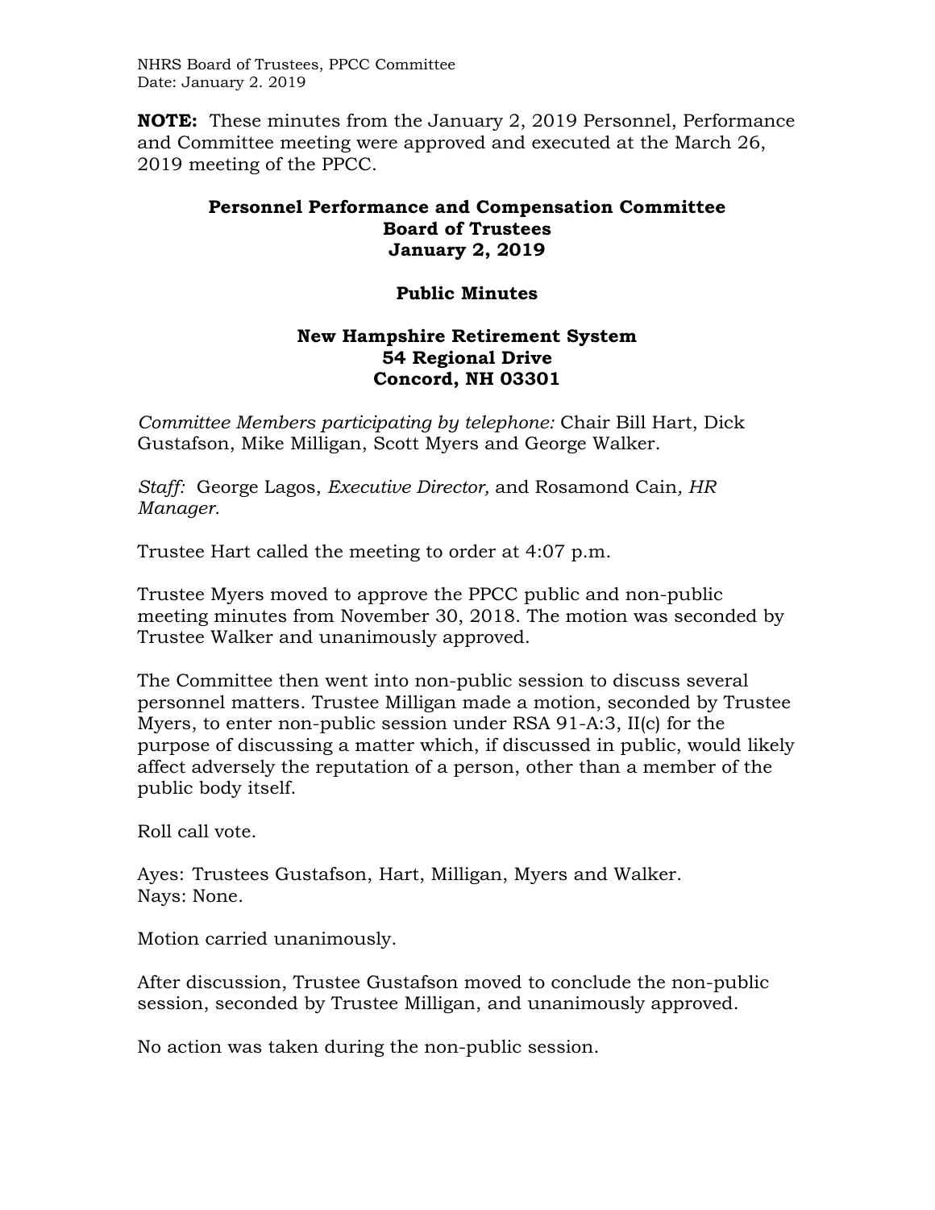**NOTE:** These minutes from the January 2, 2019 Personnel, Performance and Committee meeting were approved and executed at the March 26, 2019 meeting of the PPCC.

# Personnel Performance and Compensation Committee
## Board of Trustees
## January 2, 2019

## Public Minutes

## New Hampshire Retirement System
## 54 Regional Drive
## Concord, NH 03301

*Committee Members participating by telephone:* Chair Bill Hart, Dick Gustafson, Mike Milligan, Scott Myers and George Walker.

*Staff:* George Lagos, *Executive Director,* and Rosamond Cain*, HR Manager.*

Trustee Hart called the meeting to order at 4:07 p.m.

Trustee Myers moved to approve the PPCC public and non-public meeting minutes from November 30, 2018. The motion was seconded by Trustee Walker and unanimously approved.

The Committee then went into non-public session to discuss several personnel matters. Trustee Milligan made a motion, seconded by Trustee Myers, to enter non-public session under RSA 91-A:3, II(c) for the purpose of discussing a matter which, if discussed in public, would likely affect adversely the reputation of a person, other than a member of the public body itself.

Roll call vote.

Ayes: Trustees Gustafson, Hart, Milligan, Myers and Walker.
Nays: None.

Motion carried unanimously.

After discussion, Trustee Gustafson moved to conclude the non-public session, seconded by Trustee Milligan, and unanimously approved.

No action was taken during the non-public session.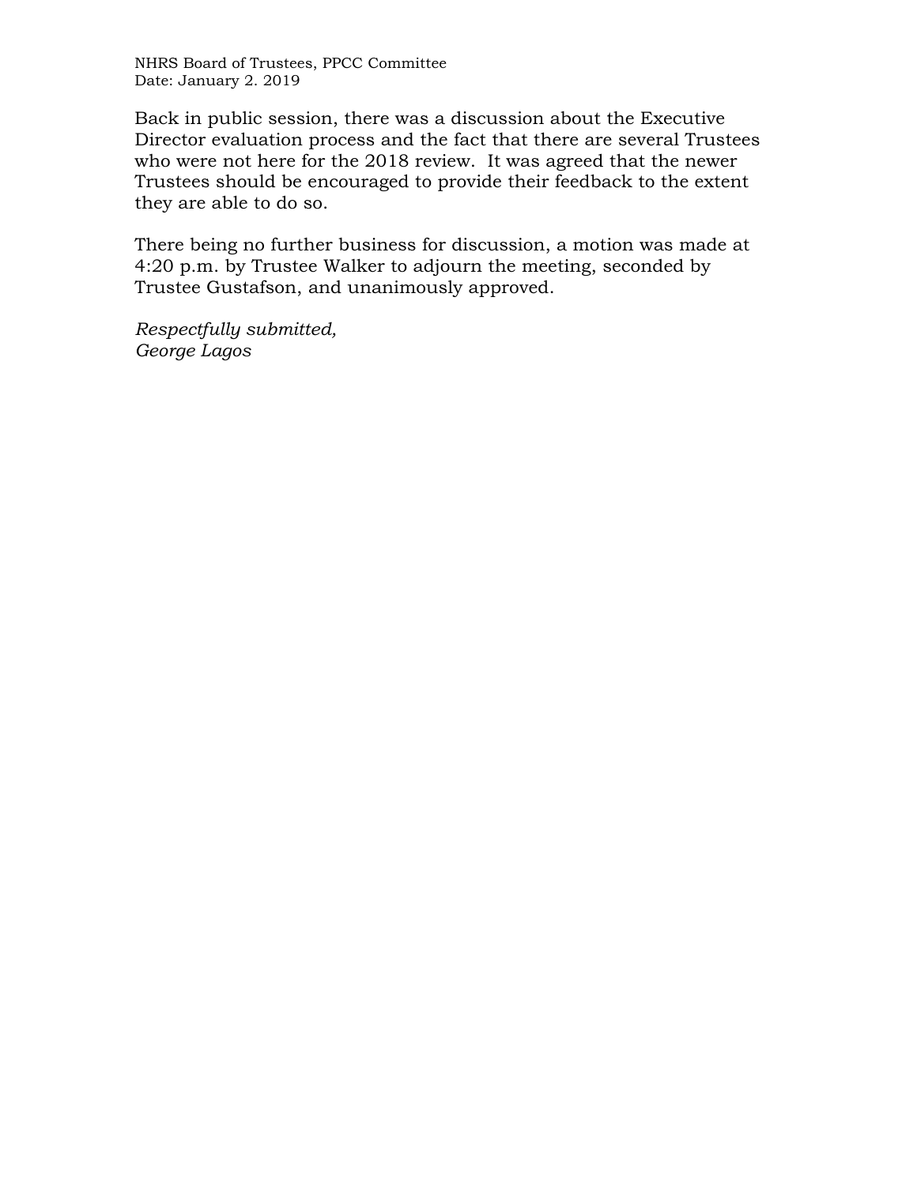Back in public session, there was a discussion about the Executive Director evaluation process and the fact that there are several Trustees who were not here for the 2018 review. It was agreed that the newer Trustees should be encouraged to provide their feedback to the extent they are able to do so.

There being no further business for discussion, a motion was made at 4:20 p.m. by Trustee Walker to adjourn the meeting, seconded by Trustee Gustafson, and unanimously approved.

*Respectfully submitted,*
*George Lagos*